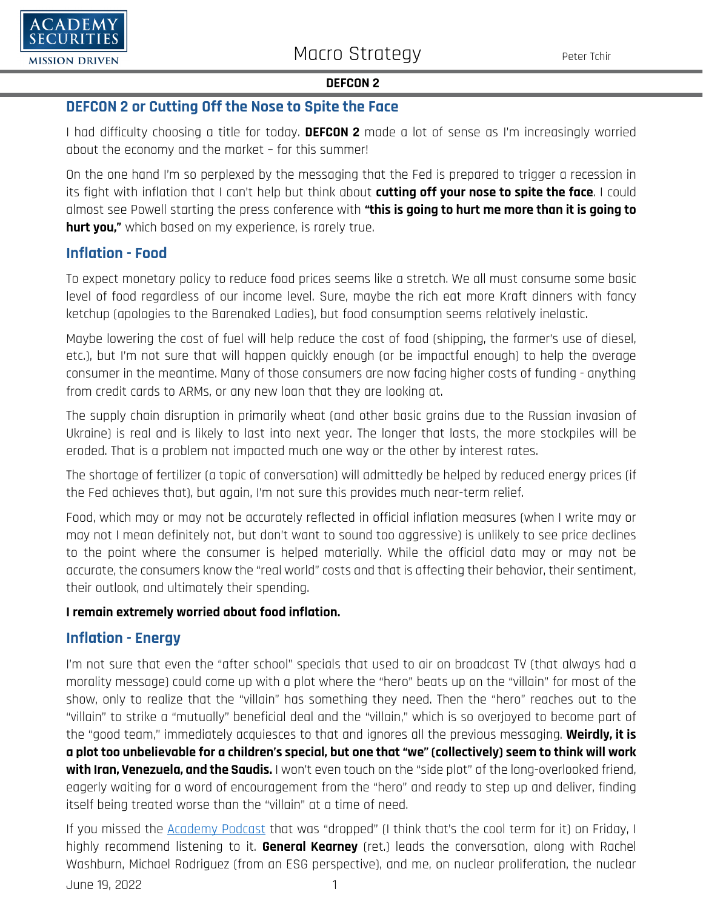# DEFCON 2

## DEFCON 2 or Cutting Off the Nose to Spite the Face

I had difficulty choosing a title for today. **DEFCON 2** made a lot of sense as I'm increasingly worried about the economy and the market – for this summer!

On the one hand I'm so perplexed by the messaging that the Fed is prepared to trigger a recession in its fight with inflation that I can't help but think about **cutting off your nose to spite the face**. I could almost see Powell starting the press conference with **"this is going to hurt me more than it is going to hurt you,"** which based on my experience, is rarely true.

## Inflation - Food

To expect monetary policy to reduce food prices seems like a stretch. We all must consume some basic level of food regardless of our income level. Sure, maybe the rich eat more Kraft dinners with fancy ketchup (apologies to the Barenaked Ladies), but food consumption seems relatively inelastic.

Maybe lowering the cost of fuel will help reduce the cost of food (shipping, the farmer's use of diesel, etc.), but I'm not sure that will happen quickly enough (or be impactful enough) to help the average consumer in the meantime. Many of those consumers are now facing higher costs of funding - anything from credit cards to ARMs, or any new loan that they are looking at.

The supply chain disruption in primarily wheat (and other basic grains due to the Russian invasion of Ukraine) is real and is likely to last into next year. The longer that lasts, the more stockpiles will be eroded. That is a problem not impacted much one way or the other by interest rates.

The shortage of fertilizer (a topic of conversation) will admittedly be helped by reduced energy prices (if the Fed achieves that), but again, I'm not sure this provides much near-term relief.

Food, which may or may not be accurately reflected in official inflation measures (when I write may or may not I mean definitely not, but don't want to sound too aggressive) is unlikely to see price declines to the point where the consumer is helped materially. While the official data may or may not be accurate, the consumers know the "real world" costs and that is affecting their behavior, their sentiment, their outlook, and ultimately their spending.

**I remain extremely worried about food inflation.**

## Inflation - Energy

I'm not sure that even the "after school" specials that used to air on broadcast TV (that always had a morality message) could come up with a plot where the "hero" beats up on the "villain" for most of the show, only to realize that the "villain" has something they need. Then the "hero" reaches out to the "villain" to strike a "mutually" beneficial deal and the "villain," which is so overjoyed to become part of the "good team," immediately acquiesces to that and ignores all the previous messaging. **Weirdly, it is a plot too unbelievable for a children's special, but one that "we" (collectively) seem to think will work with Iran, Venezuela, and the Saudis.** I won't even touch on the "side plot" of the long-overlooked friend, eagerly waiting for a word of encouragement from the "hero" and ready to step up and deliver, finding itself being treated worse than the "villain" at a time of need.

If you missed the Academy Podcast that was "dropped" (I think that's the cool term for it) on Friday, I highly recommend listening to it. **General Kearney** (ret.) leads the conversation, along with Rachel Washburn, Michael Rodriguez (from an ESG perspective), and me, on nuclear proliferation, the nuclear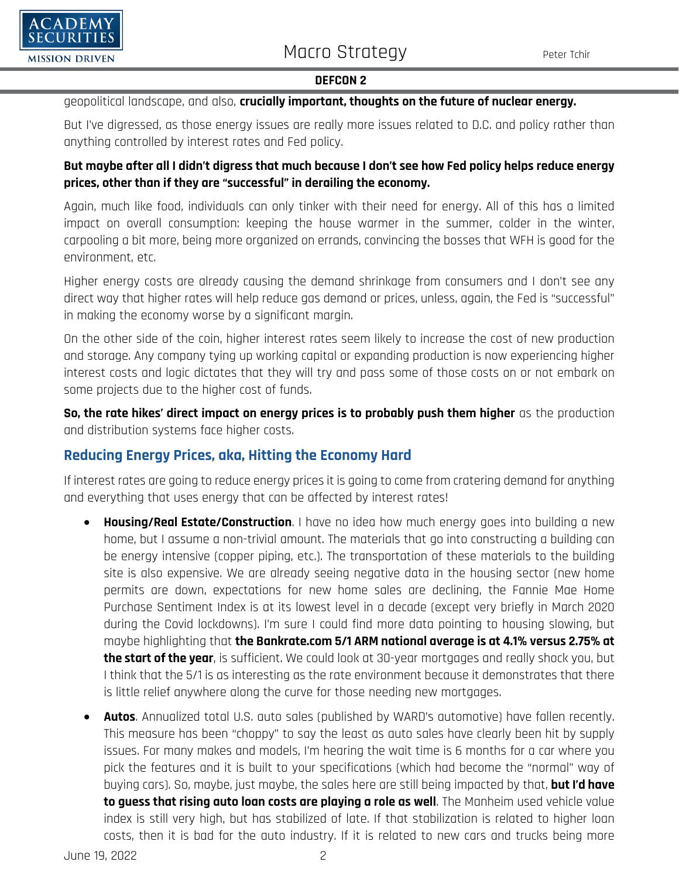geopolitical landscape, and also, **crucially important, thoughts on the future of nuclear energy.**

But I've digressed, as those energy issues are really more issues related to D.C. and policy rather than anything controlled by interest rates and Fed policy.

**But maybe after all I didn't digress that much because I don't see how Fed policy helps reduce energy prices, other than if they are "successful" in derailing the economy.**

Again, much like food, individuals can only tinker with their need for energy. All of this has a limited impact on overall consumption: keeping the house warmer in the summer, colder in the winter, carpooling a bit more, being more organized on errands, convincing the bosses that WFH is good for the environment, etc.

Higher energy costs are already causing the demand shrinkage from consumers and I don't see any direct way that higher rates will help reduce gas demand or prices, unless, again, the Fed is "successful" in making the economy worse by a significant margin.

On the other side of the coin, higher interest rates seem likely to increase the cost of new production and storage. Any company tying up working capital or expanding production is now experiencing higher interest costs and logic dictates that they will try and pass some of those costs on or not embark on some projects due to the higher cost of funds.

**So, the rate hikes' direct impact on energy prices is to probably push them higher** as the production and distribution systems face higher costs.

## Reducing Energy Prices, aka, Hitting the Economy Hard

If interest rates are going to reduce energy prices it is going to come from cratering demand for anything and everything that uses energy that can be affected by interest rates!

- **Housing/Real Estate/Construction**. I have no idea how much energy goes into building a new home, but I assume a non-trivial amount. The materials that go into constructing a building can be energy intensive (copper piping, etc.). The transportation of these materials to the building site is also expensive. We are already seeing negative data in the housing sector (new home permits are down, expectations for new home sales are declining, the Fannie Mae Home Purchase Sentiment Index is at its lowest level in a decade (except very briefly in March 2020 during the Covid lockdowns). I'm sure I could find more data pointing to housing slowing, but maybe highlighting that **the Bankrate.com 5/1 ARM national average is at 4.1% versus 2.75% at the start of the year**, is sufficient. We could look at 30-year mortgages and really shock you, but I think that the 5/1 is as interesting as the rate environment because it demonstrates that there is little relief anywhere along the curve for those needing new mortgages.
- **Autos**. Annualized total U.S. auto sales (published by WARD's automotive) have fallen recently. This measure has been "choppy" to say the least as auto sales have clearly been hit by supply issues. For many makes and models, I'm hearing the wait time is 6 months for a car where you pick the features and it is built to your specifications (which had become the "normal" way of buying cars). So, maybe, just maybe, the sales here are still being impacted by that, **but I'd have to guess that rising auto loan costs are playing a role as well**. The Manheim used vehicle value index is still very high, but has stabilized of late. If that stabilization is related to higher loan costs, then it is bad for the auto industry. If it is related to new cars and trucks being more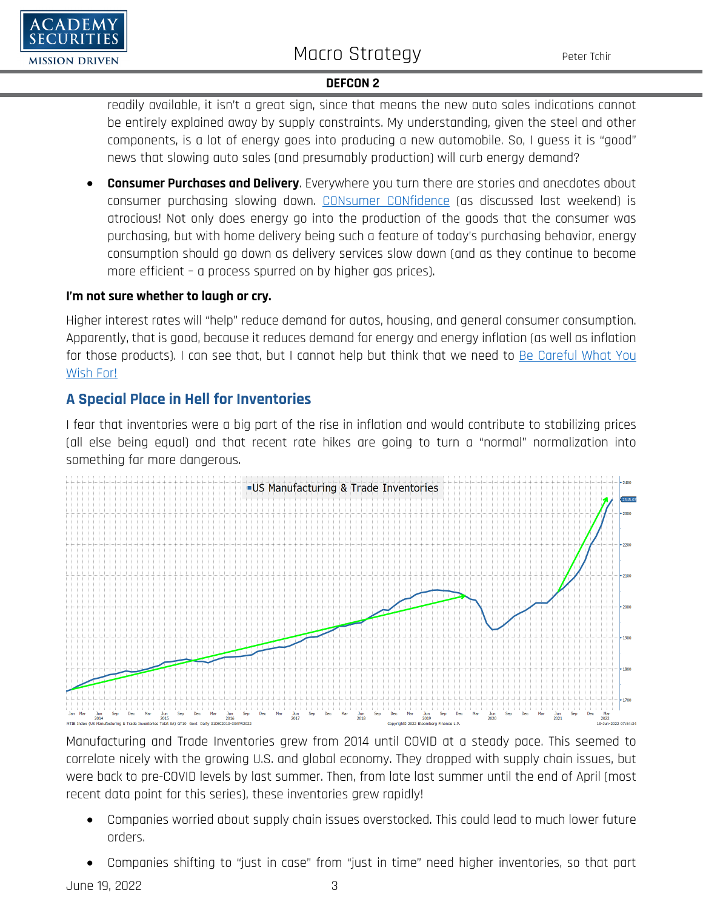readily available, it isn't a great sign, since that means the new auto sales indications cannot be entirely explained away by supply constraints. My understanding, given the steel and other components, is a lot of energy goes into producing a new automobile. So, I guess it is "good" news that slowing auto sales (and presumably production) will curb energy demand?

- **Consumer Purchases and Delivery**. Everywhere you turn there are stories and anecdotes about consumer purchasing slowing down. [CONsumer CONfidence](#) (as discussed last weekend) is atrocious! Not only does energy go into the production of the goods that the consumer was purchasing, but with home delivery being such a feature of today's purchasing behavior, energy consumption should go down as delivery services slow down (and as they continue to become more efficient – a process spurred on by higher gas prices).

**I'm not sure whether to laugh or cry.**

Higher interest rates will "help" reduce demand for autos, housing, and general consumer consumption. Apparently, that is good, because it reduces demand for energy and energy inflation (as well as inflation for those products). I can see that, but I cannot help but think that we need to [Be Careful What You Wish For!](#)

## A Special Place in Hell for Inventories

I fear that inventories were a big part of the rise in inflation and would contribute to stabilizing prices (all else being equal) and that recent rate hikes are going to turn a "normal" normalization into something far more dangerous.

Manufacturing and Trade Inventories grew from 2014 until COVID at a steady pace. This seemed to correlate nicely with the growing U.S. and global economy. They dropped with supply chain issues, but were back to pre-COVID levels by last summer. Then, from late last summer until the end of April (most recent data point for this series), these inventories grew rapidly!

- Companies worried about supply chain issues overstocked. This could lead to much lower future orders.
- Companies shifting to "just in case" from "just in time" need higher inventories, so that part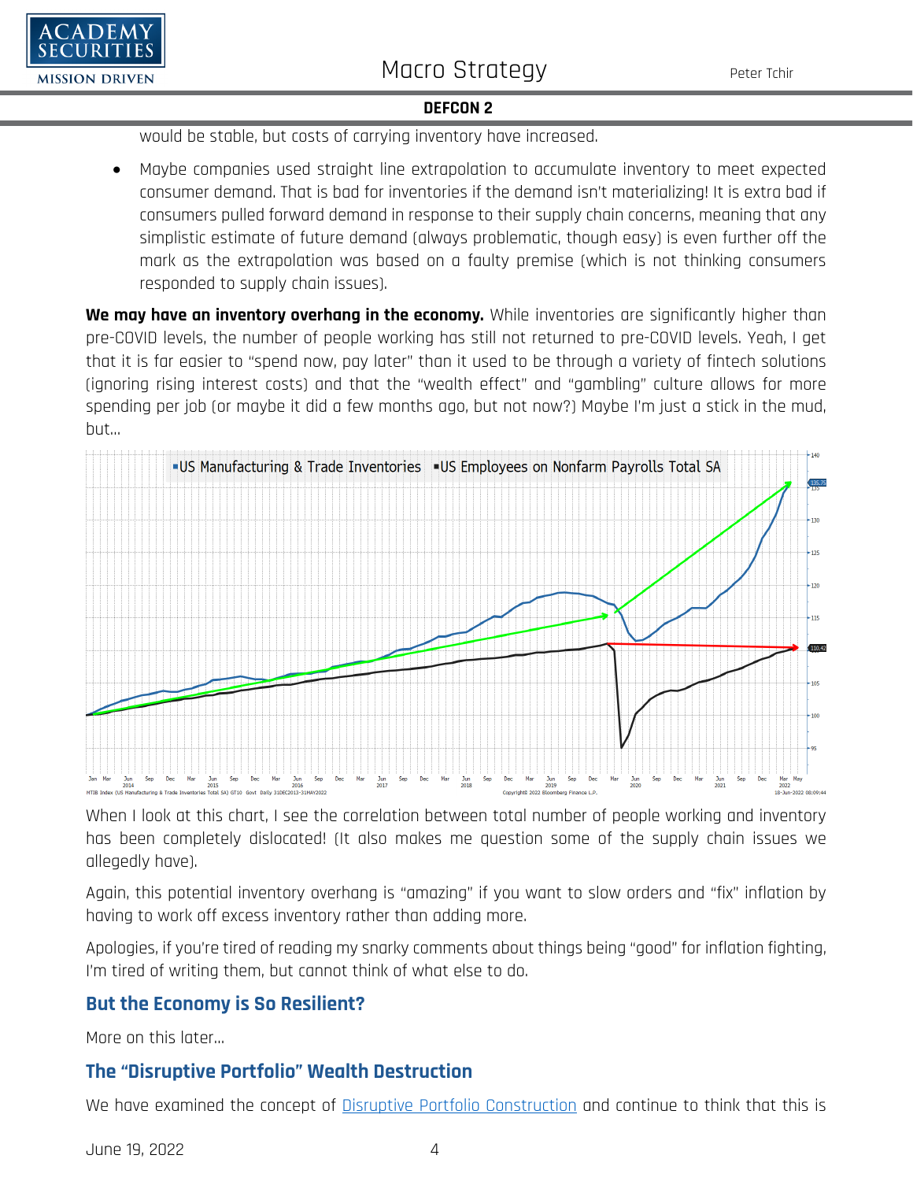would be stable, but costs of carrying inventory have increased.

- Maybe companies used straight line extrapolation to accumulate inventory to meet expected consumer demand. That is bad for inventories if the demand isn't materializing! It is extra bad if consumers pulled forward demand in response to their supply chain concerns, meaning that any simplistic estimate of future demand (always problematic, though easy) is even further off the mark as the extrapolation was based on a faulty premise (which is not thinking consumers responded to supply chain issues).

**We may have an inventory overhang in the economy.** While inventories are significantly higher than pre-COVID levels, the number of people working has still not returned to pre-COVID levels. Yeah, I get that it is far easier to "spend now, pay later" than it used to be through a variety of fintech solutions (ignoring rising interest costs) and that the "wealth effect" and "gambling" culture allows for more spending per job (or maybe it did a few months ago, but not now?) Maybe I'm just a stick in the mud, but…

When I look at this chart, I see the correlation between total number of people working and inventory has been completely dislocated! (It also makes me question some of the supply chain issues we allegedly have).

Again, this potential inventory overhang is "amazing" if you want to slow orders and "fix" inflation by having to work off excess inventory rather than adding more.

Apologies, if you're tired of reading my snarky comments about things being "good" for inflation fighting, I'm tired of writing them, but cannot think of what else to do.

## But the Economy is So Resilient?

More on this later…

## The "Disruptive Portfolio" Wealth Destruction

We have examined the concept of [Disruptive Portfolio Construction]() and continue to think that this is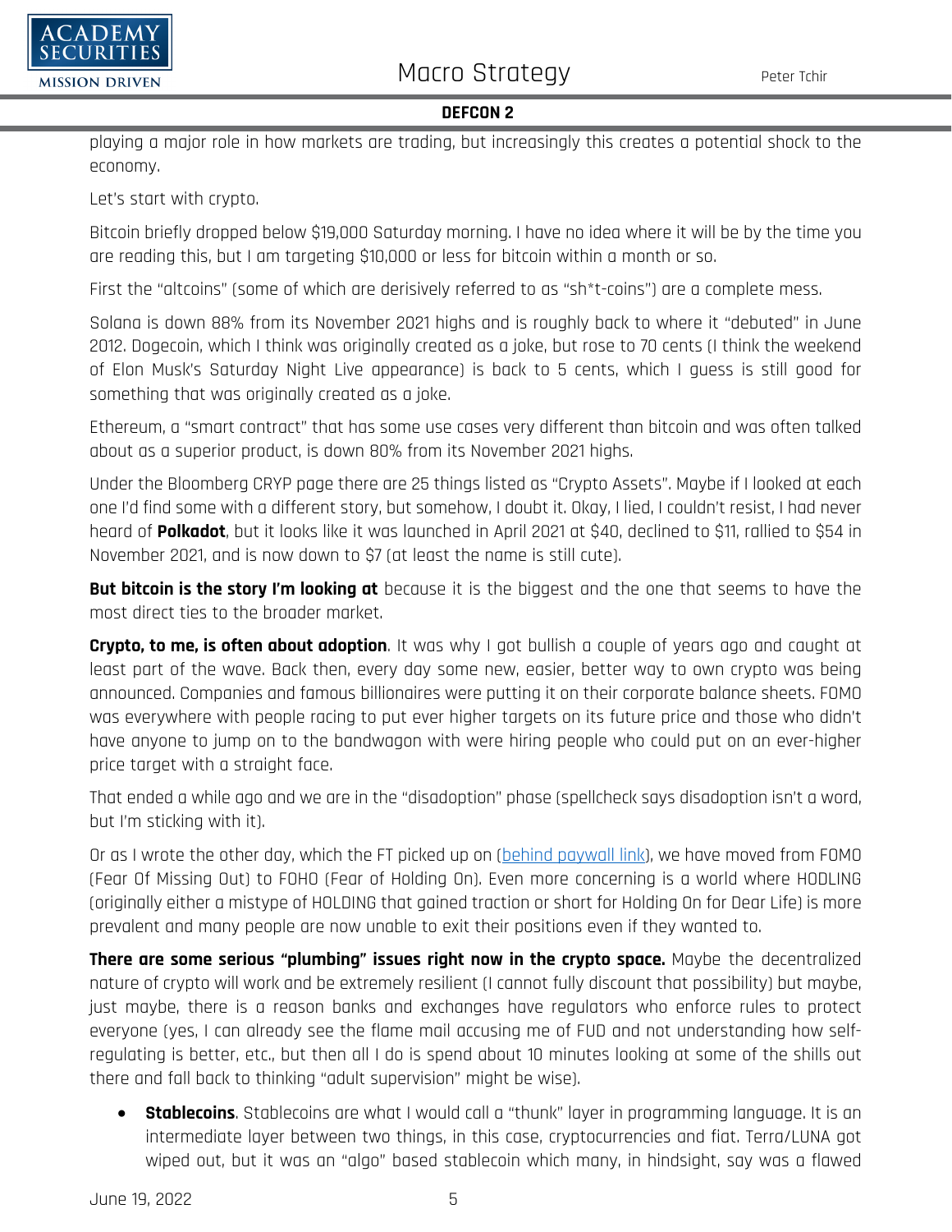playing a major role in how markets are trading, but increasingly this creates a potential shock to the economy.

Let's start with crypto.

Bitcoin briefly dropped below $19,000 Saturday morning. I have no idea where it will be by the time you are reading this, but I am targeting $10,000 or less for bitcoin within a month or so.

First the "altcoins" (some of which are derisively referred to as "sh*t-coins") are a complete mess.

Solana is down 88% from its November 2021 highs and is roughly back to where it "debuted" in June 2012. Dogecoin, which I think was originally created as a joke, but rose to 70 cents (I think the weekend of Elon Musk's Saturday Night Live appearance) is back to 5 cents, which I guess is still good for something that was originally created as a joke.

Ethereum, a "smart contract" that has some use cases very different than bitcoin and was often talked about as a superior product, is down 80% from its November 2021 highs.

Under the Bloomberg CRYP page there are 25 things listed as "Crypto Assets". Maybe if I looked at each one I'd find some with a different story, but somehow, I doubt it. Okay, I lied, I couldn't resist, I had never heard of **Polkadot**, but it looks like it was launched in April 2021 at $40, declined to $11, rallied to $54 in November 2021, and is now down to $7 (at least the name is still cute).

**But bitcoin is the story I'm looking at** because it is the biggest and the one that seems to have the most direct ties to the broader market.

**Crypto, to me, is often about adoption**. It was why I got bullish a couple of years ago and caught at least part of the wave. Back then, every day some new, easier, better way to own crypto was being announced. Companies and famous billionaires were putting it on their corporate balance sheets. FOMO was everywhere with people racing to put ever higher targets on its future price and those who didn't have anyone to jump on to the bandwagon with were hiring people who could put on an ever-higher price target with a straight face.

That ended a while ago and we are in the "disadoption" phase (spellcheck says disadoption isn't a word, but I'm sticking with it).

Or as I wrote the other day, which the FT picked up on (behind paywall link), we have moved from FOMO (Fear Of Missing Out) to FOHO (Fear of Holding On). Even more concerning is a world where HODLING (originally either a mistype of HOLDING that gained traction or short for Holding On for Dear Life) is more prevalent and many people are now unable to exit their positions even if they wanted to.

**There are some serious "plumbing" issues right now in the crypto space.** Maybe the decentralized nature of crypto will work and be extremely resilient (I cannot fully discount that possibility) but maybe, just maybe, there is a reason banks and exchanges have regulators who enforce rules to protect everyone (yes, I can already see the flame mail accusing me of FUD and not understanding how self-regulating is better, etc., but then all I do is spend about 10 minutes looking at some of the shills out there and fall back to thinking "adult supervision" might be wise).

- **Stablecoins**. Stablecoins are what I would call a "thunk" layer in programming language. It is an intermediate layer between two things, in this case, cryptocurrencies and fiat. Terra/LUNA got wiped out, but it was an "algo" based stablecoin which many, in hindsight, say was a flawed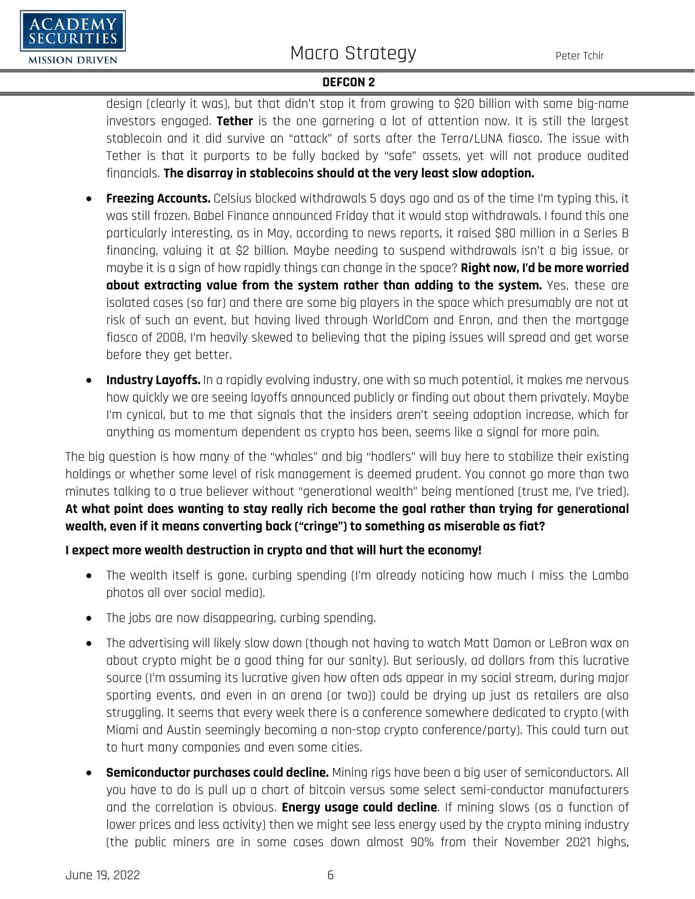design (clearly it was), but that didn't stop it from growing to $20 billion with some big-name investors engaged. **Tether** is the one garnering a lot of attention now. It is still the largest stablecoin and it did survive an "attack" of sorts after the Terra/LUNA fiasco. The issue with Tether is that it purports to be fully backed by "safe" assets, yet will not produce audited financials. **The disarray in stablecoins should at the very least slow adoption.**

- **Freezing Accounts.** Celsius blocked withdrawals 5 days ago and as of the time I'm typing this, it was still frozen. Babel Finance announced Friday that it would stop withdrawals. I found this one particularly interesting, as in May, according to news reports, it raised $80 million in a Series B financing, valuing it at $2 billion. Maybe needing to suspend withdrawals isn't a big issue, or maybe it is a sign of how rapidly things can change in the space? **Right now, I'd be more worried about extracting value from the system rather than adding to the system.** Yes, these are isolated cases (so far) and there are some big players in the space which presumably are not at risk of such an event, but having lived through WorldCom and Enron, and then the mortgage fiasco of 2008, I'm heavily skewed to believing that the piping issues will spread and get worse before they get better.
- **Industry Layoffs.** In a rapidly evolving industry, one with so much potential, it makes me nervous how quickly we are seeing layoffs announced publicly or finding out about them privately. Maybe I'm cynical, but to me that signals that the insiders aren't seeing adoption increase, which for anything as momentum dependent as crypto has been, seems like a signal for more pain.

The big question is how many of the "whales" and big "hodlers" will buy here to stabilize their existing holdings or whether some level of risk management is deemed prudent. You cannot go more than two minutes talking to a true believer without "generational wealth" being mentioned (trust me, I've tried). **At what point does wanting to stay really rich become the goal rather than trying for generational wealth, even if it means converting back ("cringe") to something as miserable as fiat?**

**I expect more wealth destruction in crypto and that will hurt the economy!**

- The wealth itself is gone, curbing spending (I'm already noticing how much I miss the Lambo photos all over social media).
- The jobs are now disappearing, curbing spending.
- The advertising will likely slow down (though not having to watch Matt Damon or LeBron wax on about crypto might be a good thing for our sanity). But seriously, ad dollars from this lucrative source (I'm assuming its lucrative given how often ads appear in my social stream, during major sporting events, and even in an arena (or two)) could be drying up just as retailers are also struggling. It seems that every week there is a conference somewhere dedicated to crypto (with Miami and Austin seemingly becoming a non-stop crypto conference/party). This could turn out to hurt many companies and even some cities.
- **Semiconductor purchases could decline.** Mining rigs have been a big user of semiconductors. All you have to do is pull up a chart of bitcoin versus some select semi-conductor manufacturers and the correlation is obvious. **Energy usage could decline**. If mining slows (as a function of lower prices and less activity) then we might see less energy used by the crypto mining industry (the public miners are in some cases down almost 90% from their November 2021 highs,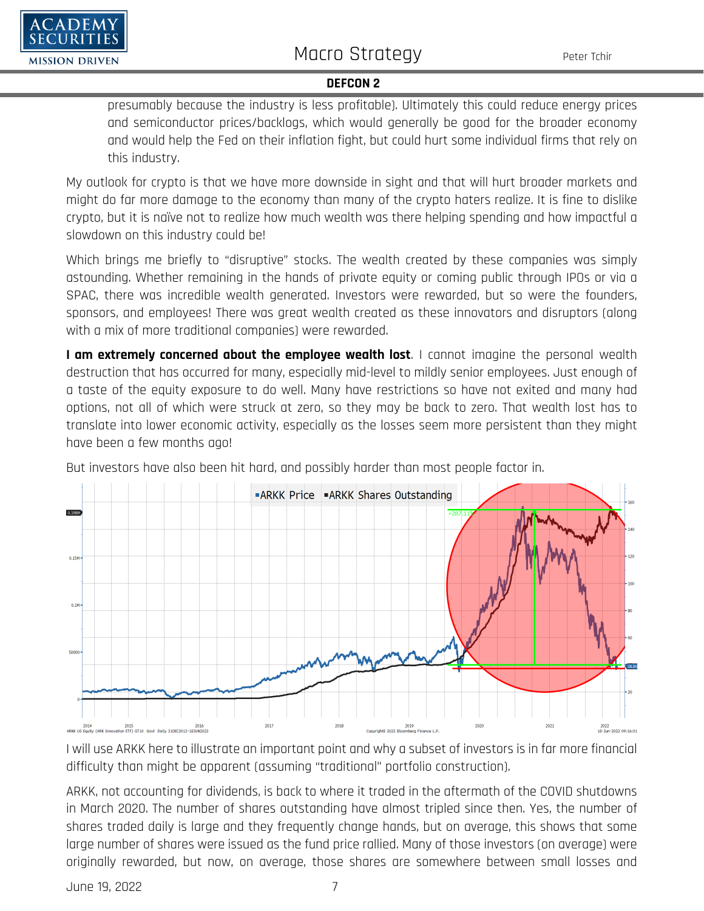presumably because the industry is less profitable). Ultimately this could reduce energy prices and semiconductor prices/backlogs, which would generally be good for the broader economy and would help the Fed on their inflation fight, but could hurt some individual firms that rely on this industry.

My outlook for crypto is that we have more downside in sight and that will hurt broader markets and might do far more damage to the economy than many of the crypto haters realize. It is fine to dislike crypto, but it is naïve not to realize how much wealth was there helping spending and how impactful a slowdown on this industry could be!

Which brings me briefly to "disruptive" stocks. The wealth created by these companies was simply astounding. Whether remaining in the hands of private equity or coming public through IPOs or via a SPAC, there was incredible wealth generated. Investors were rewarded, but so were the founders, sponsors, and employees! There was great wealth created as these innovators and disruptors (along with a mix of more traditional companies) were rewarded.

**I am extremely concerned about the employee wealth lost**. I cannot imagine the personal wealth destruction that has occurred for many, especially mid-level to mildly senior employees. Just enough of a taste of the equity exposure to do well. Many have restrictions so have not exited and many had options, not all of which were struck at zero, so they may be back to zero. That wealth lost has to translate into lower economic activity, especially as the losses seem more persistent than they might have been a few months ago!

But investors have also been hit hard, and possibly harder than most people factor in.

I will use ARKK here to illustrate an important point and why a subset of investors is in far more financial difficulty than might be apparent (assuming "traditional" portfolio construction).

ARKK, not accounting for dividends, is back to where it traded in the aftermath of the COVID shutdowns in March 2020. The number of shares outstanding have almost tripled since then. Yes, the number of shares traded daily is large and they frequently change hands, but on average, this shows that some large number of shares were issued as the fund price rallied. Many of those investors (on average) were originally rewarded, but now, on average, those shares are somewhere between small losses and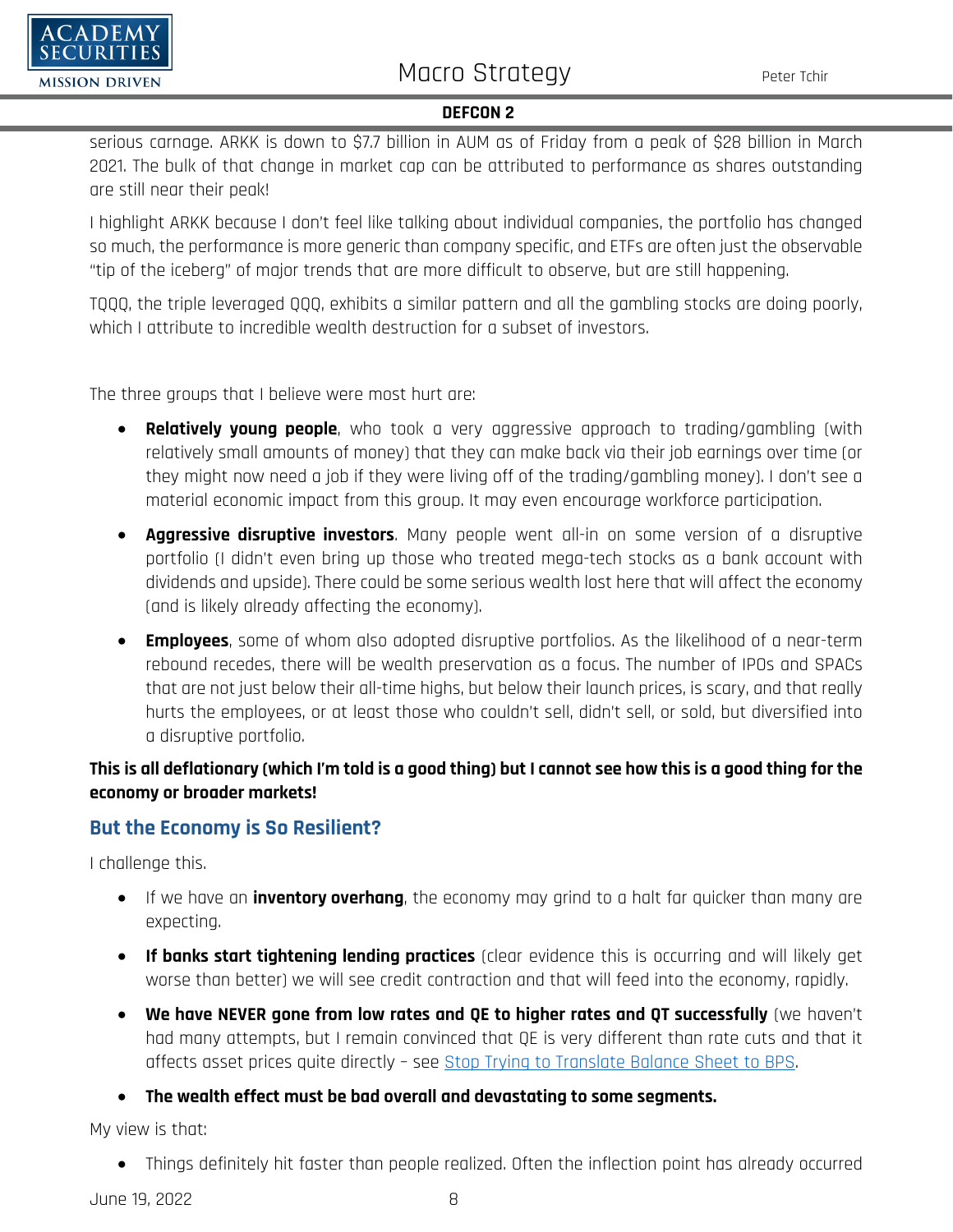serious carnage. ARKK is down to $7.7 billion in AUM as of Friday from a peak of $28 billion in March 2021. The bulk of that change in market cap can be attributed to performance as shares outstanding are still near their peak!

I highlight ARKK because I don't feel like talking about individual companies, the portfolio has changed so much, the performance is more generic than company specific, and ETFs are often just the observable "tip of the iceberg" of major trends that are more difficult to observe, but are still happening.

TQQQ, the triple leveraged QQQ, exhibits a similar pattern and all the gambling stocks are doing poorly, which I attribute to incredible wealth destruction for a subset of investors.

The three groups that I believe were most hurt are:

- **Relatively young people**, who took a very aggressive approach to trading/gambling (with relatively small amounts of money) that they can make back via their job earnings over time (or they might now need a job if they were living off of the trading/gambling money). I don't see a material economic impact from this group. It may even encourage workforce participation.
- **Aggressive disruptive investors**. Many people went all-in on some version of a disruptive portfolio (I didn't even bring up those who treated mega-tech stocks as a bank account with dividends and upside). There could be some serious wealth lost here that will affect the economy (and is likely already affecting the economy).
- **Employees**, some of whom also adopted disruptive portfolios. As the likelihood of a near-term rebound recedes, there will be wealth preservation as a focus. The number of IPOs and SPACs that are not just below their all-time highs, but below their launch prices, is scary, and that really hurts the employees, or at least those who couldn't sell, didn't sell, or sold, but diversified into a disruptive portfolio.

**This is all deflationary (which I'm told is a good thing) but I cannot see how this is a good thing for the economy or broader markets!**

## But the Economy is So Resilient?

I challenge this.

- If we have an **inventory overhang**, the economy may grind to a halt far quicker than many are expecting.
- **If banks start tightening lending practices** (clear evidence this is occurring and will likely get worse than better) we will see credit contraction and that will feed into the economy, rapidly.
- **We have NEVER gone from low rates and QE to higher rates and QT successfully** (we haven't had many attempts, but I remain convinced that QE is very different than rate cuts and that it affects asset prices quite directly – see Stop Trying to Translate Balance Sheet to BPS.
- **The wealth effect must be bad overall and devastating to some segments.**

My view is that:

- Things definitely hit faster than people realized. Often the inflection point has already occurred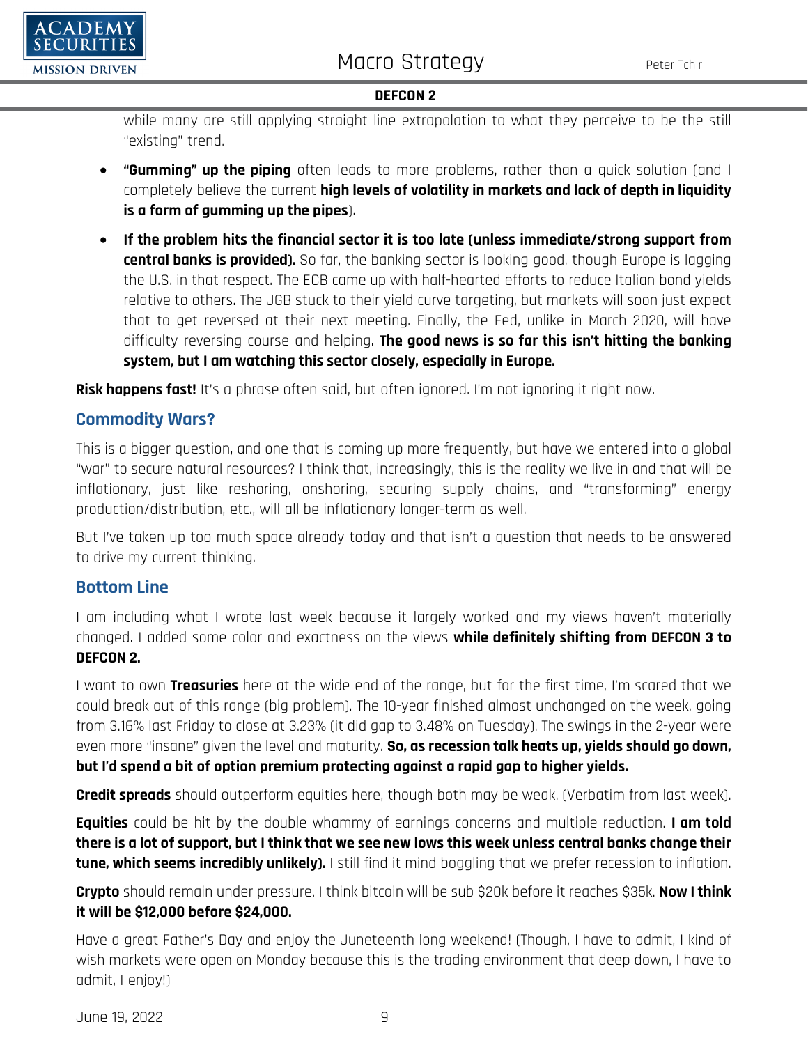while many are still applying straight line extrapolation to what they perceive to be the still "existing" trend.

- **"Gumming" up the piping** often leads to more problems, rather than a quick solution (and I completely believe the current **high levels of volatility in markets and lack of depth in liquidity is a form of gumming up the pipes**).
- **If the problem hits the financial sector it is too late (unless immediate/strong support from central banks is provided).** So far, the banking sector is looking good, though Europe is lagging the U.S. in that respect. The ECB came up with half-hearted efforts to reduce Italian bond yields relative to others. The JGB stuck to their yield curve targeting, but markets will soon just expect that to get reversed at their next meeting. Finally, the Fed, unlike in March 2020, will have difficulty reversing course and helping. **The good news is so far this isn't hitting the banking system, but I am watching this sector closely, especially in Europe.**

**Risk happens fast!** It's a phrase often said, but often ignored. I'm not ignoring it right now.

## Commodity Wars?

This is a bigger question, and one that is coming up more frequently, but have we entered into a global "war" to secure natural resources? I think that, increasingly, this is the reality we live in and that will be inflationary, just like reshoring, onshoring, securing supply chains, and "transforming" energy production/distribution, etc., will all be inflationary longer-term as well.

But I've taken up too much space already today and that isn't a question that needs to be answered to drive my current thinking.

## Bottom Line

I am including what I wrote last week because it largely worked and my views haven't materially changed. I added some color and exactness on the views **while definitely shifting from DEFCON 3 to DEFCON 2.**

I want to own **Treasuries** here at the wide end of the range, but for the first time, I'm scared that we could break out of this range (big problem). The 10-year finished almost unchanged on the week, going from 3.16% last Friday to close at 3.23% (it did gap to 3.48% on Tuesday). The swings in the 2-year were even more "insane" given the level and maturity. **So, as recession talk heats up, yields should go down, but I'd spend a bit of option premium protecting against a rapid gap to higher yields.**

**Credit spreads** should outperform equities here, though both may be weak. (Verbatim from last week).

**Equities** could be hit by the double whammy of earnings concerns and multiple reduction. **I am told there is a lot of support, but I think that we see new lows this week unless central banks change their tune, which seems incredibly unlikely).** I still find it mind boggling that we prefer recession to inflation.

**Crypto** should remain under pressure. I think bitcoin will be sub $20k before it reaches $35k. **Now I think it will be $12,000 before $24,000.**

Have a great Father's Day and enjoy the Juneteenth long weekend! (Though, I have to admit, I kind of wish markets were open on Monday because this is the trading environment that deep down, I have to admit, I enjoy!)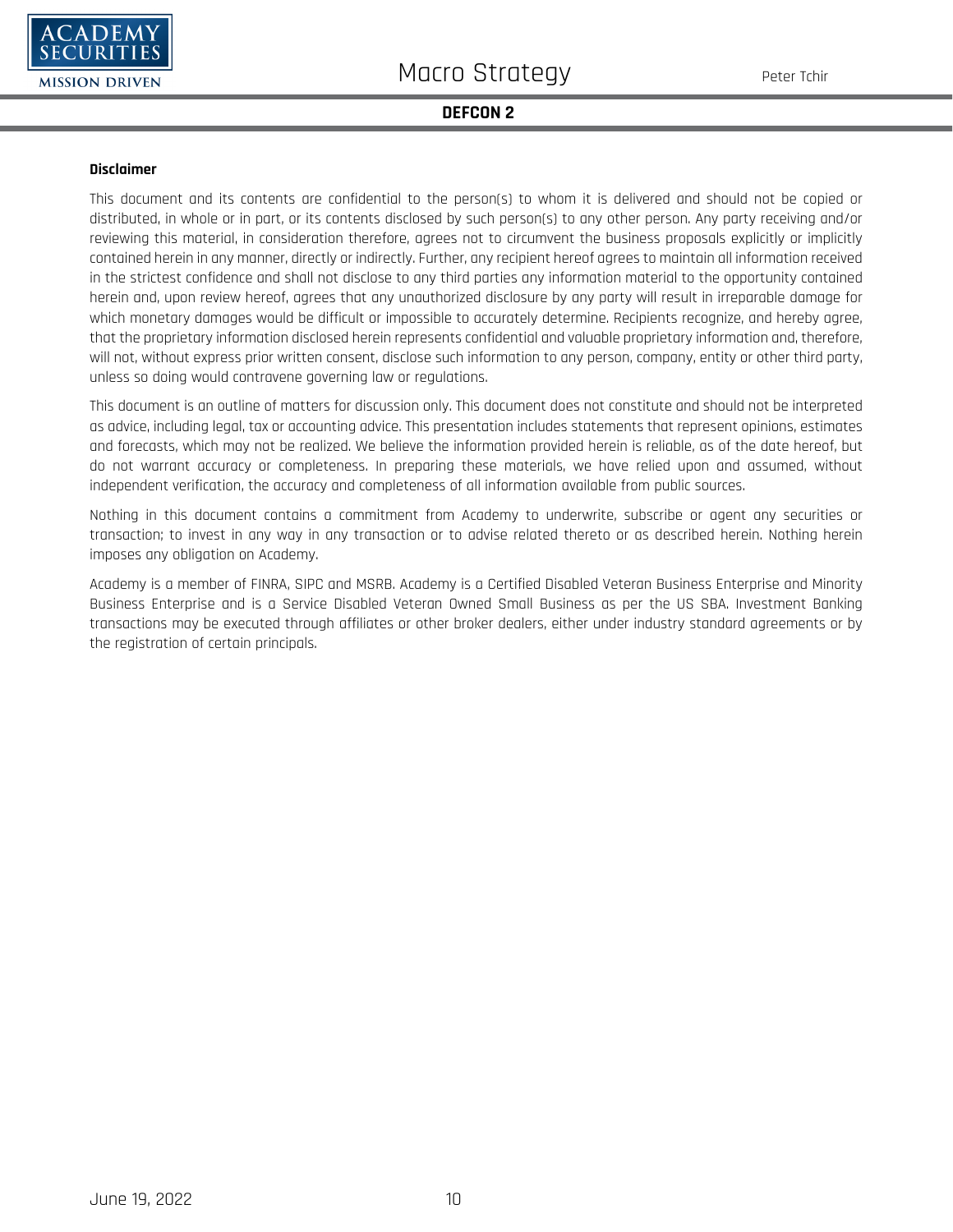**Disclaimer**

This document and its contents are confidential to the person(s) to whom it is delivered and should not be copied or distributed, in whole or in part, or its contents disclosed by such person(s) to any other person. Any party receiving and/or reviewing this material, in consideration therefore, agrees not to circumvent the business proposals explicitly or implicitly contained herein in any manner, directly or indirectly. Further, any recipient hereof agrees to maintain all information received in the strictest confidence and shall not disclose to any third parties any information material to the opportunity contained herein and, upon review hereof, agrees that any unauthorized disclosure by any party will result in irreparable damage for which monetary damages would be difficult or impossible to accurately determine. Recipients recognize, and hereby agree, that the proprietary information disclosed herein represents confidential and valuable proprietary information and, therefore, will not, without express prior written consent, disclose such information to any person, company, entity or other third party, unless so doing would contravene governing law or regulations.

This document is an outline of matters for discussion only. This document does not constitute and should not be interpreted as advice, including legal, tax or accounting advice. This presentation includes statements that represent opinions, estimates and forecasts, which may not be realized. We believe the information provided herein is reliable, as of the date hereof, but do not warrant accuracy or completeness. In preparing these materials, we have relied upon and assumed, without independent verification, the accuracy and completeness of all information available from public sources.

Nothing in this document contains a commitment from Academy to underwrite, subscribe or agent any securities or transaction; to invest in any way in any transaction or to advise related thereto or as described herein. Nothing herein imposes any obligation on Academy.

Academy is a member of FINRA, SIPC and MSRB. Academy is a Certified Disabled Veteran Business Enterprise and Minority Business Enterprise and is a Service Disabled Veteran Owned Small Business as per the US SBA. Investment Banking transactions may be executed through affiliates or other broker dealers, either under industry standard agreements or by the registration of certain principals.